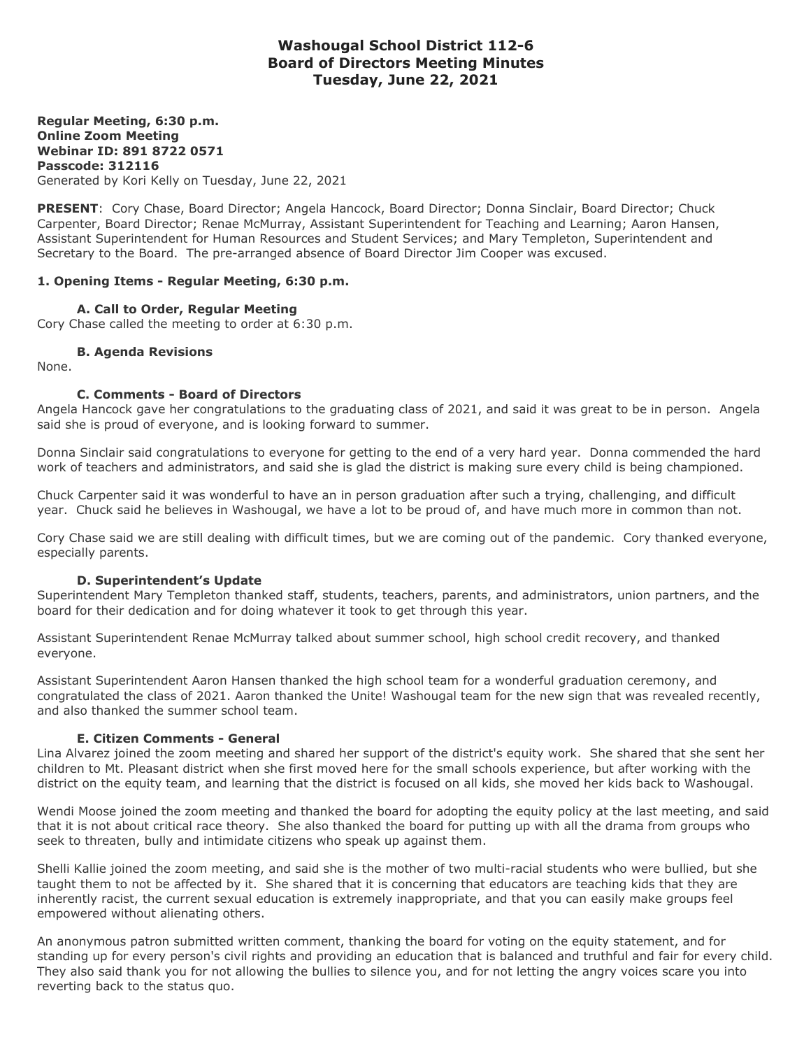# Washougal School District 112-6
# Board of Directors Meeting Minutes
# Tuesday, June 22, 2021

**Regular Meeting, 6:30 p.m.**
**Online Zoom Meeting**
**Webinar ID: 891 8722 0571**
**Passcode: 312116**
Generated by Kori Kelly on Tuesday, June 22, 2021

**PRESENT**: Cory Chase, Board Director; Angela Hancock, Board Director; Donna Sinclair, Board Director; Chuck Carpenter, Board Director; Renae McMurray, Assistant Superintendent for Teaching and Learning; Aaron Hansen, Assistant Superintendent for Human Resources and Student Services; and Mary Templeton, Superintendent and Secretary to the Board. The pre-arranged absence of Board Director Jim Cooper was excused.

## 1. Opening Items - Regular Meeting, 6:30 p.m.

### A. Call to Order, Regular Meeting

Cory Chase called the meeting to order at 6:30 p.m.

### B. Agenda Revisions

None.

### C. Comments - Board of Directors

Angela Hancock gave her congratulations to the graduating class of 2021, and said it was great to be in person. Angela said she is proud of everyone, and is looking forward to summer.

Donna Sinclair said congratulations to everyone for getting to the end of a very hard year. Donna commended the hard work of teachers and administrators, and said she is glad the district is making sure every child is being championed.

Chuck Carpenter said it was wonderful to have an in person graduation after such a trying, challenging, and difficult year. Chuck said he believes in Washougal, we have a lot to be proud of, and have much more in common than not.

Cory Chase said we are still dealing with difficult times, but we are coming out of the pandemic. Cory thanked everyone, especially parents.

### D. Superintendent's Update

Superintendent Mary Templeton thanked staff, students, teachers, parents, and administrators, union partners, and the board for their dedication and for doing whatever it took to get through this year.

Assistant Superintendent Renae McMurray talked about summer school, high school credit recovery, and thanked everyone.

Assistant Superintendent Aaron Hansen thanked the high school team for a wonderful graduation ceremony, and congratulated the class of 2021. Aaron thanked the Unite! Washougal team for the new sign that was revealed recently, and also thanked the summer school team.

### E. Citizen Comments - General

Lina Alvarez joined the zoom meeting and shared her support of the district's equity work. She shared that she sent her children to Mt. Pleasant district when she first moved here for the small schools experience, but after working with the district on the equity team, and learning that the district is focused on all kids, she moved her kids back to Washougal.

Wendi Moose joined the zoom meeting and thanked the board for adopting the equity policy at the last meeting, and said that it is not about critical race theory. She also thanked the board for putting up with all the drama from groups who seek to threaten, bully and intimidate citizens who speak up against them.

Shelli Kallie joined the zoom meeting, and said she is the mother of two multi-racial students who were bullied, but she taught them to not be affected by it. She shared that it is concerning that educators are teaching kids that they are inherently racist, the current sexual education is extremely inappropriate, and that you can easily make groups feel empowered without alienating others.

An anonymous patron submitted written comment, thanking the board for voting on the equity statement, and for standing up for every person's civil rights and providing an education that is balanced and truthful and fair for every child. They also said thank you for not allowing the bullies to silence you, and for not letting the angry voices scare you into reverting back to the status quo.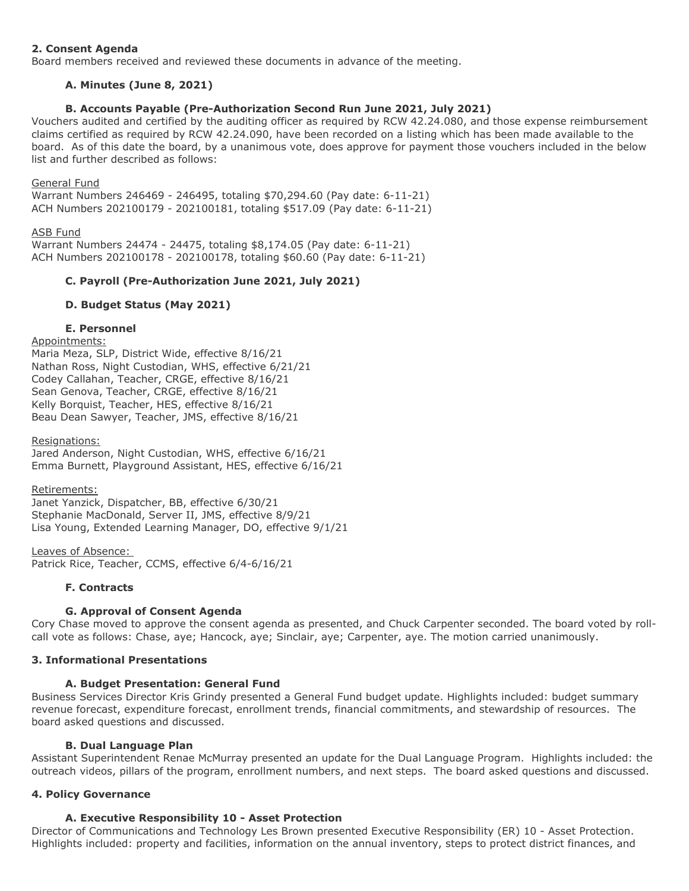## 2. Consent Agenda

Board members received and reviewed these documents in advance of the meeting.

### A. Minutes (June 8, 2021)

### B. Accounts Payable (Pre-Authorization Second Run June 2021, July 2021)

Vouchers audited and certified by the auditing officer as required by RCW 42.24.080, and those expense reimbursement claims certified as required by RCW 42.24.090, have been recorded on a listing which has been made available to the board. As of this date the board, by a unanimous vote, does approve for payment those vouchers included in the below list and further described as follows:

General Fund

Warrant Numbers 246469 - 246495, totaling $70,294.60 (Pay date: 6-11-21)
ACH Numbers 202100179 - 202100181, totaling $517.09 (Pay date: 6-11-21)

ASB Fund

Warrant Numbers 24474 - 24475, totaling $8,174.05 (Pay date: 6-11-21)
ACH Numbers 202100178 - 202100178, totaling $60.60 (Pay date: 6-11-21)

### C. Payroll (Pre-Authorization June 2021, July 2021)

### D. Budget Status (May 2021)

### E. Personnel

Appointments:

Maria Meza, SLP, District Wide, effective 8/16/21
Nathan Ross, Night Custodian, WHS, effective 6/21/21
Codey Callahan, Teacher, CRGE, effective 8/16/21
Sean Genova, Teacher, CRGE, effective 8/16/21
Kelly Borquist, Teacher, HES, effective 8/16/21
Beau Dean Sawyer, Teacher, JMS, effective 8/16/21

Resignations:

Jared Anderson, Night Custodian, WHS, effective 6/16/21
Emma Burnett, Playground Assistant, HES, effective 6/16/21

Retirements:

Janet Yanzick, Dispatcher, BB, effective 6/30/21
Stephanie MacDonald, Server II, JMS, effective 8/9/21
Lisa Young, Extended Learning Manager, DO, effective 9/1/21

Leaves of Absence:

Patrick Rice, Teacher, CCMS, effective 6/4-6/16/21

### F. Contracts

### G. Approval of Consent Agenda

Cory Chase moved to approve the consent agenda as presented, and Chuck Carpenter seconded. The board voted by roll-call vote as follows: Chase, aye; Hancock, aye; Sinclair, aye; Carpenter, aye. The motion carried unanimously.

## 3. Informational Presentations

### A. Budget Presentation: General Fund

Business Services Director Kris Grindy presented a General Fund budget update. Highlights included: budget summary revenue forecast, expenditure forecast, enrollment trends, financial commitments, and stewardship of resources. The board asked questions and discussed.

### B. Dual Language Plan

Assistant Superintendent Renae McMurray presented an update for the Dual Language Program. Highlights included: the outreach videos, pillars of the program, enrollment numbers, and next steps. The board asked questions and discussed.

## 4. Policy Governance

### A. Executive Responsibility 10 - Asset Protection

Director of Communications and Technology Les Brown presented Executive Responsibility (ER) 10 - Asset Protection. Highlights included: property and facilities, information on the annual inventory, steps to protect district finances, and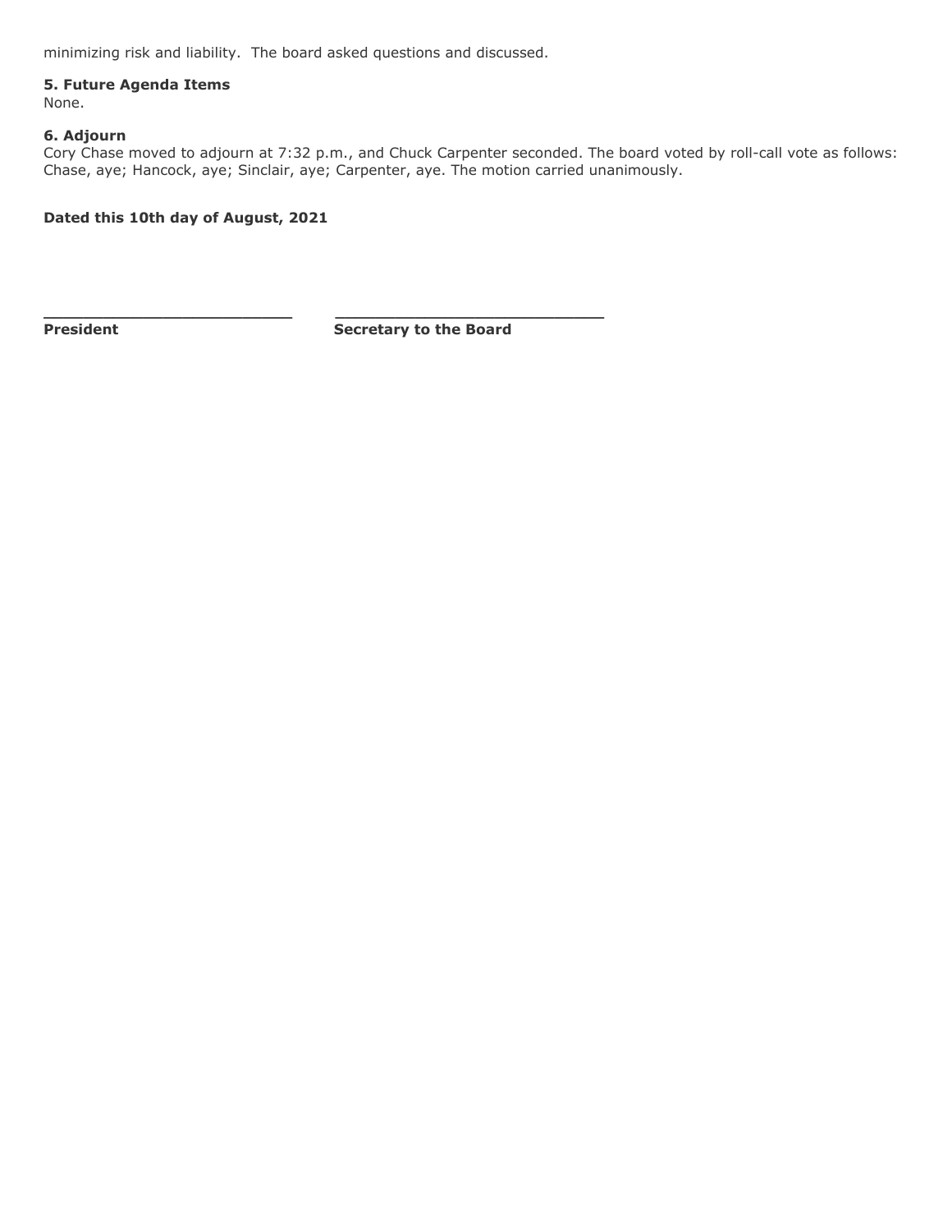minimizing risk and liability.  The board asked questions and discussed.

**5. Future Agenda Items**

None.

**6. Adjourn**

Cory Chase moved to adjourn at 7:32 p.m., and Chuck Carpenter seconded. The board voted by roll-call vote as follows: Chase, aye; Hancock, aye; Sinclair, aye; Carpenter, aye. The motion carried unanimously.

**Dated this 10th day of August, 2021**

___________________________ ___________________________

**President** **Secretary to the Board**